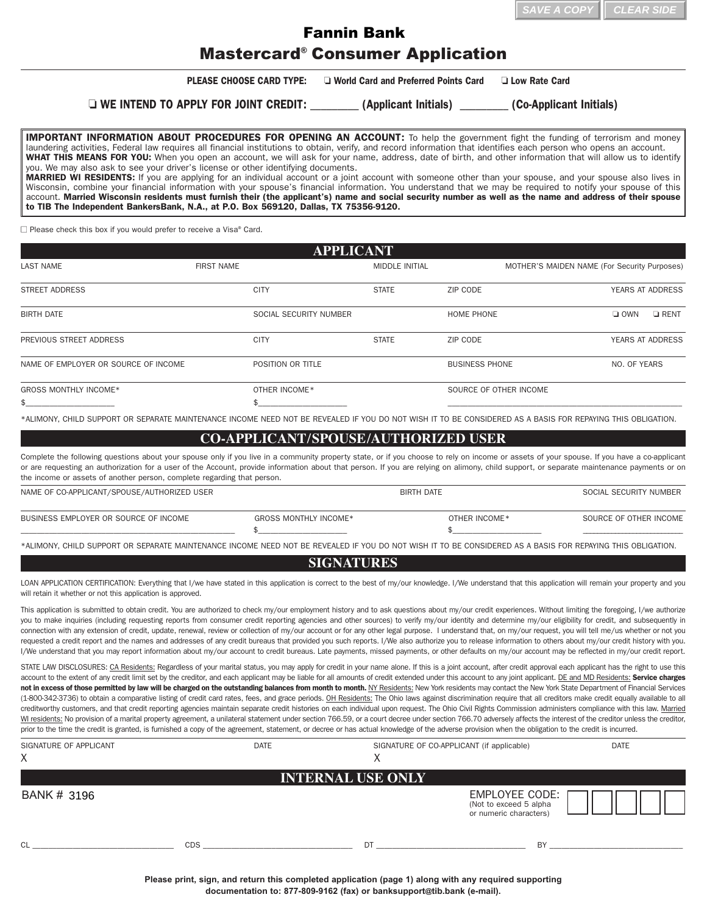SAVE A COPY | CLEAR SIDE

# Fannin Bank
# Mastercard® Consumer Application

**PLEASE CHOOSE CARD TYPE:** ❑ **World Card and Preferred Points Card** ❑ **Low Rate Card**

❑ **WE INTEND TO APPLY FOR JOINT CREDIT: ________ (Applicant Initials) ________ (Co-Applicant Initials)**

**IMPORTANT INFORMATION ABOUT PROCEDURES FOR OPENING AN ACCOUNT:** To help the government fight the funding of terrorism and money laundering activities, Federal law requires all financial institutions to obtain, verify, and record information that identifies each person who opens an account.
**WHAT THIS MEANS FOR YOU:** When you open an account, we will ask for your name, address, date of birth, and other information that will allow us to identify you. We may also ask to see your driver's license or other identifying documents.
**MARRIED WI RESIDENTS:** If you are applying for an individual account or a joint account with someone other than your spouse, and your spouse also lives in Wisconsin, combine your financial information with your spouse's financial information. You understand that we may be required to notify your spouse of this account. **Married Wisconsin residents must furnish their (the applicant's) name and social security number as well as the name and address of their spouse to TIB The Independent BankersBank, N.A., at P.O. Box 569120, Dallas, TX 75356-9120.**

☐ Please check this box if you would prefer to receive a Visa® Card.

## APPLICANT

| LAST NAME | FIRST NAME | MIDDLE INITIAL | MOTHER'S MAIDEN NAME (For Security Purposes) | |
|---|---|---|---|---|
| STREET ADDRESS | CITY | STATE | ZIP CODE | YEARS AT ADDRESS |
| BIRTH DATE | SOCIAL SECURITY NUMBER | | HOME PHONE | ❑ OWN ❑ RENT |
| PREVIOUS STREET ADDRESS | CITY | STATE | ZIP CODE | YEARS AT ADDRESS |
| NAME OF EMPLOYER OR SOURCE OF INCOME | POSITION OR TITLE | | BUSINESS PHONE | NO. OF YEARS |
| GROSS MONTHLY INCOME* $____________ | OTHER INCOME* $____________ | | SOURCE OF OTHER INCOME ____________ | |

*ALIMONY, CHILD SUPPORT OR SEPARATE MAINTENANCE INCOME NEED NOT BE REVEALED IF YOU DO NOT WISH IT TO BE CONSIDERED AS A BASIS FOR REPAYING THIS OBLIGATION.

## CO-APPLICANT/SPOUSE/AUTHORIZED USER

Complete the following questions about your spouse only if you live in a community property state, or if you choose to rely on income or assets of your spouse. If you have a co-applicant or are requesting an authorization for a user of the Account, provide information about that person. If you are relying on alimony, child support, or separate maintenance payments or on the income or assets of another person, complete regarding that person.

| NAME OF CO-APPLICANT/SPOUSE/AUTHORIZED USER | | BIRTH DATE | SOCIAL SECURITY NUMBER |
|---|---|---|---|
| BUSINESS EMPLOYER OR SOURCE OF INCOME ____________ | GROSS MONTHLY INCOME* $____________ | OTHER INCOME* $____________ | SOURCE OF OTHER INCOME ____________ |

*ALIMONY, CHILD SUPPORT OR SEPARATE MAINTENANCE INCOME NEED NOT BE REVEALED IF YOU DO NOT WISH IT TO BE CONSIDERED AS A BASIS FOR REPAYING THIS OBLIGATION.

## SIGNATURES

LOAN APPLICATION CERTIFICATION: Everything that I/we have stated in this application is correct to the best of my/our knowledge. I/We understand that this application will remain your property and you will retain it whether or not this application is approved.

This application is submitted to obtain credit. You are authorized to check my/our employment history and to ask questions about my/our credit experiences. Without limiting the foregoing, I/we authorize you to make inquiries (including requesting reports from consumer credit reporting agencies and other sources) to verify my/our identity and determine my/our eligibility for credit, and subsequently in connection with any extension of credit, update, renewal, review or collection of my/our account or for any other legal purpose. I understand that, on my/our request, you will tell me/us whether or not you requested a credit report and the names and addresses of any credit bureaus that provided you such reports. I/We also authorize you to release information to others about my/our credit history with you. I/We understand that you may report information about my/our account to credit bureaus. Late payments, missed payments, or other defaults on my/our account may be reflected in my/our credit report.

STATE LAW DISCLOSURES: CA Residents: Regardless of your marital status, you may apply for credit in your name alone. If this is a joint account, after credit approval each applicant has the right to use this account to the extent of any credit limit set by the creditor, and each applicant may be liable for all amounts of credit extended under this account to any joint applicant. DE and MD Residents: **Service charges not in excess of those permitted by law will be charged on the outstanding balances from month to month.** NY Residents: New York residents may contact the New York State Department of Financial Services (1-800-342-3736) to obtain a comparative listing of credit card rates, fees, and grace periods. OH Residents: The Ohio laws against discrimination require that all creditors make credit equally available to all creditworthy customers, and that credit reporting agencies maintain separate credit histories on each individual upon request. The Ohio Civil Rights Commission administers compliance with this law. Married WI residents: No provision of a marital property agreement, a unilateral statement under section 766.59, or a court decree under section 766.70 adversely affects the interest of the creditor unless the creditor, prior to the time the credit is granted, is furnished a copy of the agreement, statement, or decree or has actual knowledge of the adverse provision when the obligation to the credit is incurred.

| SIGNATURE OF APPLICANT | DATE | SIGNATURE OF CO-APPLICANT (if applicable) | DATE |
|---|---|---|---|
| X | | X | |

## INTERNAL USE ONLY

BANK # 3196

EMPLOYEE CODE: (Not to exceed 5 alpha or numeric characters) ☐☐☐☐☐

CL ____________ CDS ____________ DT ____________ BY ____________

**Please print, sign, and return this completed application (page 1) along with any required supporting documentation to: 877-809-9162 (fax) or banksupport@tib.bank (e-mail).**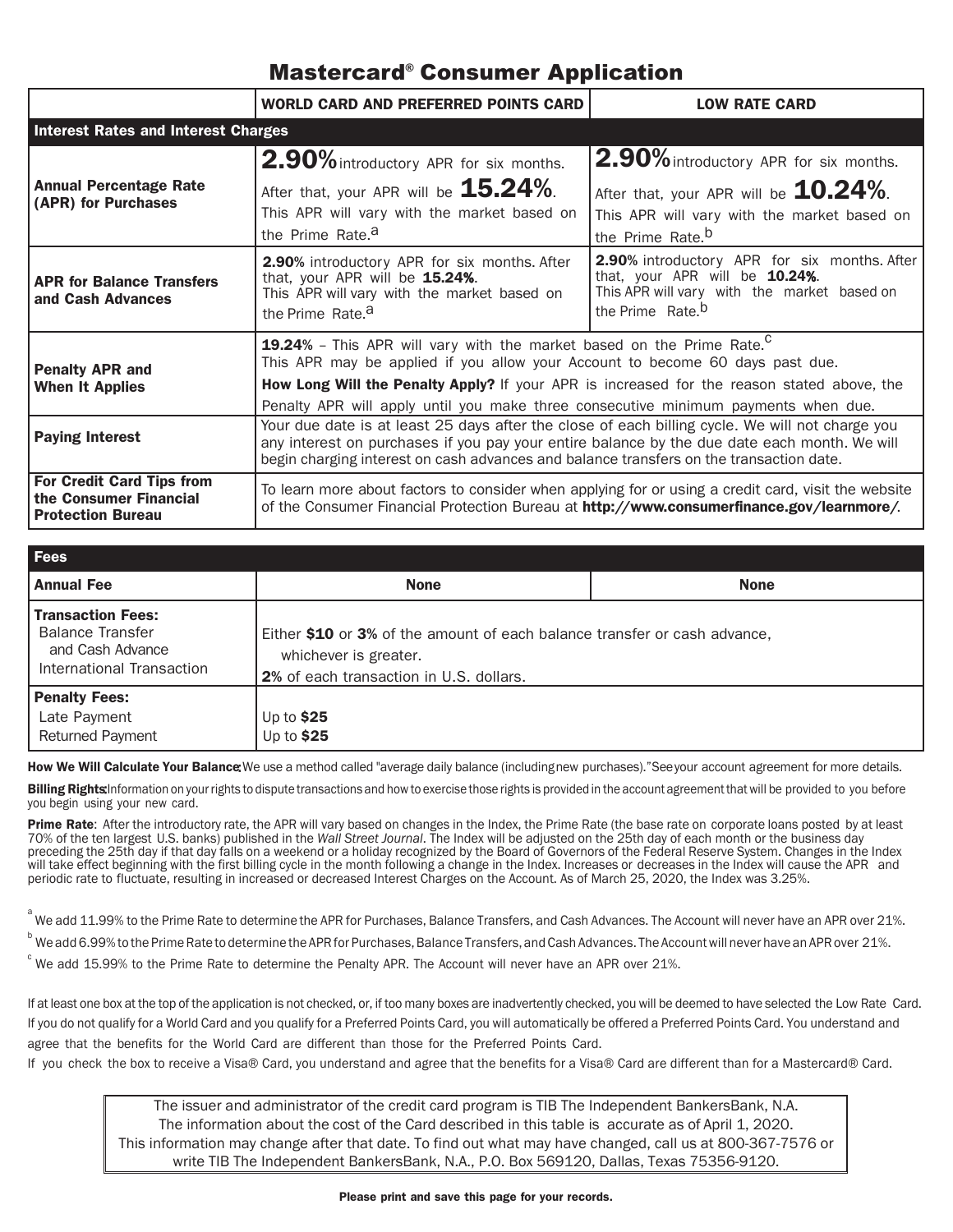# Mastercard® Consumer Application

| | WORLD CARD AND PREFERRED POINTS CARD | LOW RATE CARD |
|---|---|---|
| **Interest Rates and Interest Charges** | | |
| **Annual Percentage Rate (APR) for Purchases** | **2.90%** introductory APR for six months. After that, your APR will be **15.24%**. This APR will vary with the market based on the Prime Rate.[a] | **2.90%** introductory APR for six months. After that, your APR will be **10.24%**. This APR will vary with the market based on the Prime Rate.[b] |
| **APR for Balance Transfers and Cash Advances** | **2.90%** introductory APR for six months. After that, your APR will be **15.24%**. This APR will vary with the market based on the Prime Rate.[a] | **2.90%** introductory APR for six months. After that, your APR will be **10.24%**. This APR will vary with the market based on the Prime Rate.[b] |
| **Penalty APR and When It Applies** | **19.24%** – This APR will vary with the market based on the Prime Rate.[c] This APR may be applied if you allow your Account to become 60 days past due. **How Long Will the Penalty Apply?** If your APR is increased for the reason stated above, the Penalty APR will apply until you make three consecutive minimum payments when due. | |
| **Paying Interest** | Your due date is at least 25 days after the close of each billing cycle. We will not charge you any interest on purchases if you pay your entire balance by the due date each month. We will begin charging interest on cash advances and balance transfers on the transaction date. | |
| **For Credit Card Tips from the Consumer Financial Protection Bureau** | To learn more about factors to consider when applying for or using a credit card, visit the website of the Consumer Financial Protection Bureau at **http://www.consumerfinance.gov/learnmore/**. | |

| **Fees** | | |
|---|---|---|
| **Annual Fee** | **None** | **None** |
| **Transaction Fees:** Balance Transfer and Cash Advance; International Transaction | Either **$10** or **3%** of the amount of each balance transfer or cash advance, whichever is greater. **2%** of each transaction in U.S. dollars. | |
| **Penalty Fees:** Late Payment; Returned Payment | Up to **$25**; Up to **$25** | |

**How We Will Calculate Your Balance:** We use a method called "average daily balance (including new purchases)." See your account agreement for more details.

**Billing Rights:** Information on your rights to dispute transactions and how to exercise those rights is provided in the account agreement that will be provided to you before you begin using your new card.

**Prime Rate**: After the introductory rate, the APR will vary based on changes in the Index, the Prime Rate (the base rate on corporate loans posted by at least 70% of the ten largest U.S. banks) published in the *Wall Street Journal*. The Index will be adjusted on the 25th day of each month or the business day preceding the 25th day if that day falls on a weekend or a holiday recognized by the Board of Governors of the Federal Reserve System. Changes in the Index will take effect beginning with the first billing cycle in the month following a change in the Index. Increases or decreases in the Index will cause the APR and periodic rate to fluctuate, resulting in increased or decreased Interest Charges on the Account. As of March 25, 2020, the Index was 3.25%.

[a] We add 11.99% to the Prime Rate to determine the APR for Purchases, Balance Transfers, and Cash Advances. The Account will never have an APR over 21%.

[b] We add 6.99% to the Prime Rate to determine the APR for Purchases, Balance Transfers, and Cash Advances. The Account will never have an APR over 21%.

[c] We add 15.99% to the Prime Rate to determine the Penalty APR. The Account will never have an APR over 21%.

If at least one box at the top of the application is not checked, or, if too many boxes are inadvertently checked, you will be deemed to have selected the Low Rate Card. If you do not qualify for a World Card and you qualify for a Preferred Points Card, you will automatically be offered a Preferred Points Card. You understand and agree that the benefits for the World Card are different than those for the Preferred Points Card.

If you check the box to receive a Visa® Card, you understand and agree that the benefits for a Visa® Card are different than for a Mastercard® Card.

The issuer and administrator of the credit card program is TIB The Independent BankersBank, N.A.
The information about the cost of the Card described in this table is accurate as of April 1, 2020.
This information may change after that date. To find out what may have changed, call us at 800-367-7576 or write TIB The Independent BankersBank, N.A., P.O. Box 569120, Dallas, Texas 75356-9120.

**Please print and save this page for your records.**